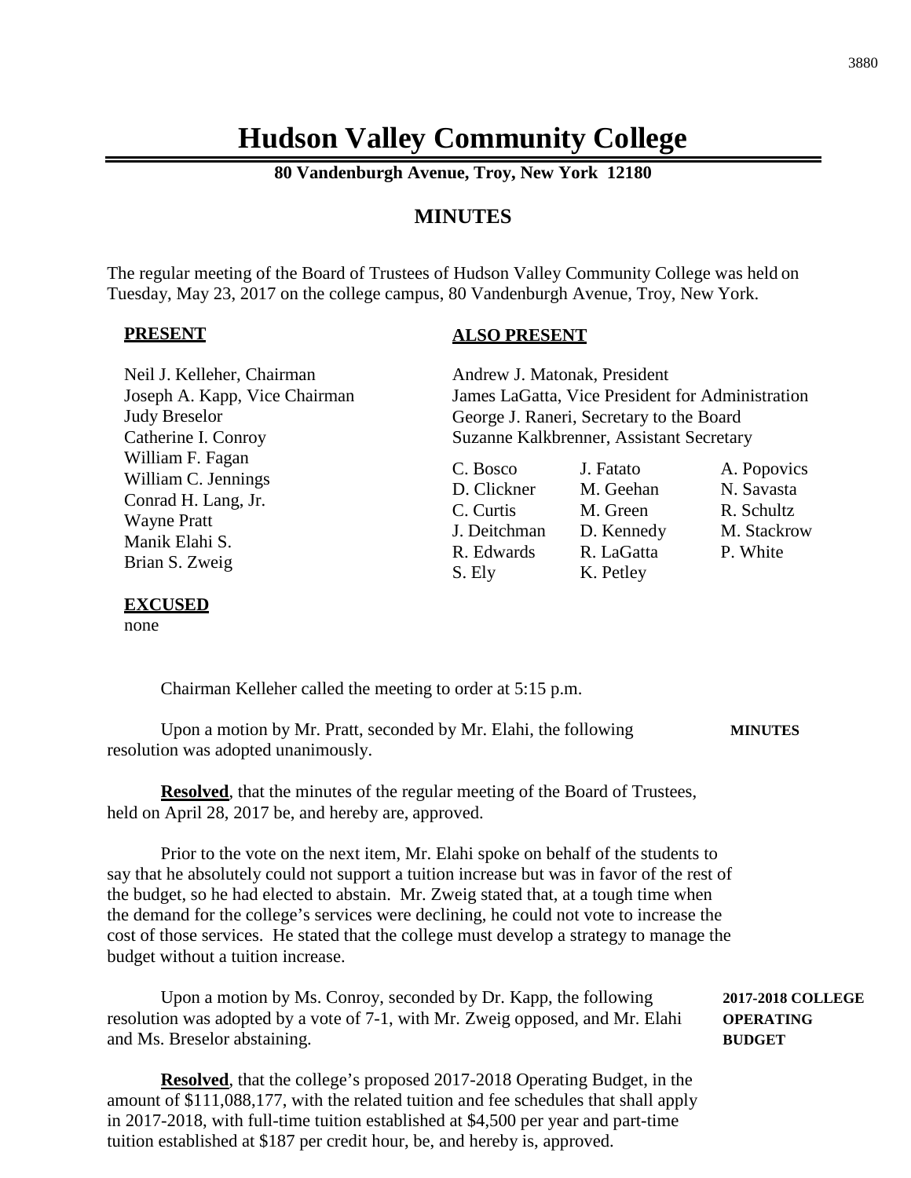# Hudson Valley Community College

**80 Vandenburgh Avenue, Troy, New York 12180**

## MINUTES

The regular meeting of the Board of Trustees of Hudson Valley Community College was held on Tuesday, May 23, 2017 on the college campus, 80 Vandenburgh Avenue, Troy, New York.

**PRESENT**

Neil J. Kelleher, Chairman
Joseph A. Kapp, Vice Chairman
Judy Breselor
Catherine I. Conroy
William F. Fagan
William C. Jennings
Conrad H. Lang, Jr.
Wayne Pratt
Manik Elahi S.
Brian S. Zweig

**EXCUSED**

none

**ALSO PRESENT**

Andrew J. Matonak, President
James LaGatta, Vice President for Administration
George J. Raneri, Secretary to the Board
Suzanne Kalkbrenner, Assistant Secretary

| | | |
|---|---|---|
| C. Bosco | J. Fatato | A. Popovics |
| D. Clickner | M. Geehan | N. Savasta |
| C. Curtis | M. Green | R. Schultz |
| J. Deitchman | D. Kennedy | M. Stackrow |
| R. Edwards | R. LaGatta | P. White |
| S. Ely | K. Petley | |

Chairman Kelleher called the meeting to order at 5:15 p.m.

**MINUTES**

Upon a motion by Mr. Pratt, seconded by Mr. Elahi, the following resolution was adopted unanimously.

**Resolved**, that the minutes of the regular meeting of the Board of Trustees, held on April 28, 2017 be, and hereby are, approved.

Prior to the vote on the next item, Mr. Elahi spoke on behalf of the students to say that he absolutely could not support a tuition increase but was in favor of the rest of the budget, so he had elected to abstain. Mr. Zweig stated that, at a tough time when the demand for the college's services were declining, he could not vote to increase the cost of those services. He stated that the college must develop a strategy to manage the budget without a tuition increase.

**2017-2018 COLLEGE OPERATING BUDGET**

Upon a motion by Ms. Conroy, seconded by Dr. Kapp, the following resolution was adopted by a vote of 7-1, with Mr. Zweig opposed, and Mr. Elahi and Ms. Breselor abstaining.

**Resolved**, that the college's proposed 2017-2018 Operating Budget, in the amount of $111,088,177, with the related tuition and fee schedules that shall apply in 2017-2018, with full-time tuition established at $4,500 per year and part-time tuition established at $187 per credit hour, be, and hereby is, approved.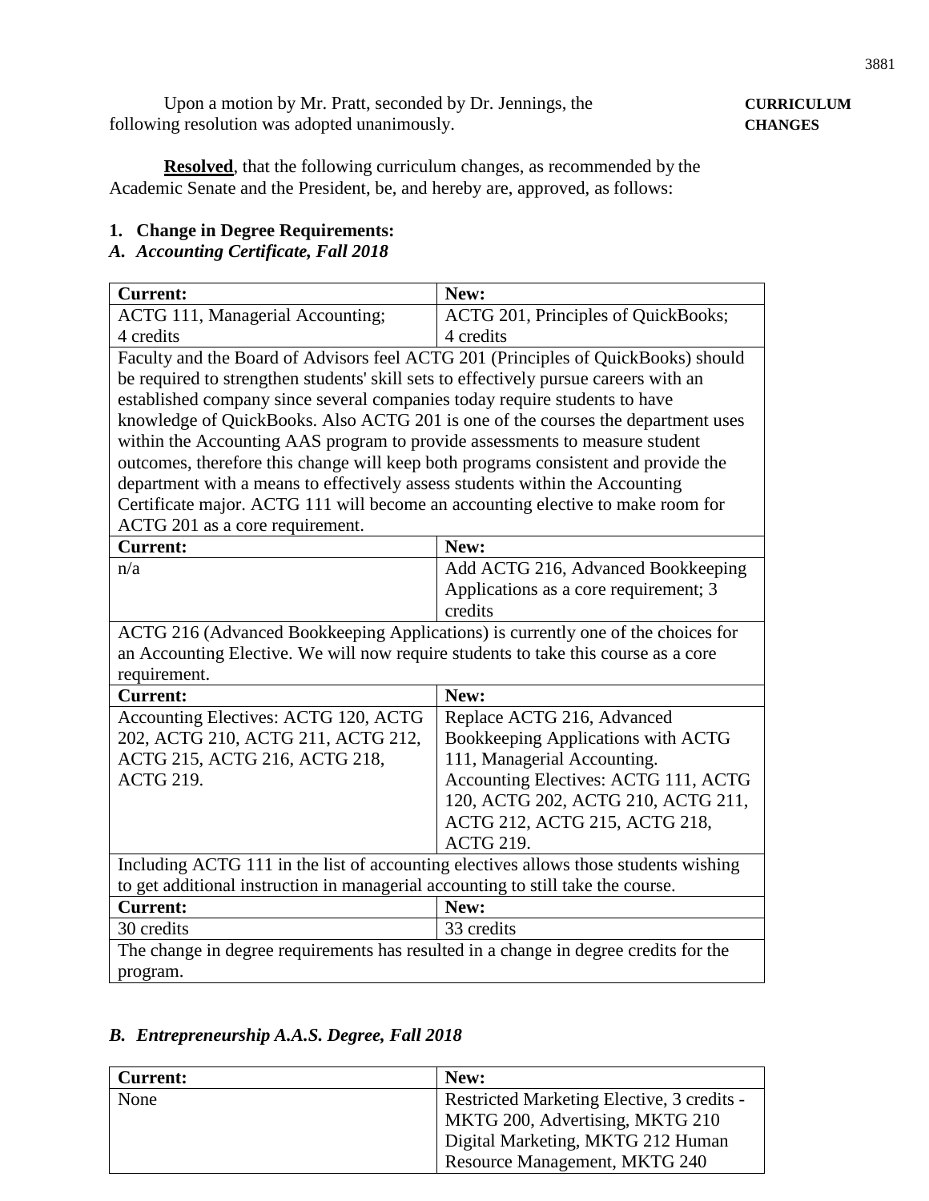Upon a motion by Mr. Pratt, seconded by Dr. Jennings, the following resolution was adopted unanimously.

**CURRICULUM CHANGES**

**Resolved**, that the following curriculum changes, as recommended by the Academic Senate and the President, be, and hereby are, approved, as follows:

**1. Change in Degree Requirements:**

***A. Accounting Certificate, Fall 2018***

| **Current:** | **New:** |
|---|---|
| ACTG 111, Managerial Accounting; 4 credits | ACTG 201, Principles of QuickBooks; 4 credits |
| Faculty and the Board of Advisors feel ACTG 201 (Principles of QuickBooks) should be required to strengthen students' skill sets to effectively pursue careers with an established company since several companies today require students to have knowledge of QuickBooks. Also ACTG 201 is one of the courses the department uses within the Accounting AAS program to provide assessments to measure student outcomes, therefore this change will keep both programs consistent and provide the department with a means to effectively assess students within the Accounting Certificate major. ACTG 111 will become an accounting elective to make room for ACTG 201 as a core requirement. | |
| **Current:** | **New:** |
| n/a | Add ACTG 216, Advanced Bookkeeping Applications as a core requirement; 3 credits |
| ACTG 216 (Advanced Bookkeeping Applications) is currently one of the choices for an Accounting Elective. We will now require students to take this course as a core requirement. | |
| **Current:** | **New:** |
| Accounting Electives: ACTG 120, ACTG 202, ACTG 210, ACTG 211, ACTG 212, ACTG 215, ACTG 216, ACTG 218, ACTG 219. | Replace ACTG 216, Advanced Bookkeeping Applications with ACTG 111, Managerial Accounting. Accounting Electives: ACTG 111, ACTG 120, ACTG 202, ACTG 210, ACTG 211, ACTG 212, ACTG 215, ACTG 218, ACTG 219. |
| Including ACTG 111 in the list of accounting electives allows those students wishing to get additional instruction in managerial accounting to still take the course. | |
| **Current:** | **New:** |
| 30 credits | 33 credits |
| The change in degree requirements has resulted in a change in degree credits for the program. | |

***B. Entrepreneurship A.A.S. Degree, Fall 2018***

| **Current:** | **New:** |
|---|---|
| None | Restricted Marketing Elective, 3 credits - MKTG 200, Advertising, MKTG 210 Digital Marketing, MKTG 212 Human Resource Management, MKTG 240 |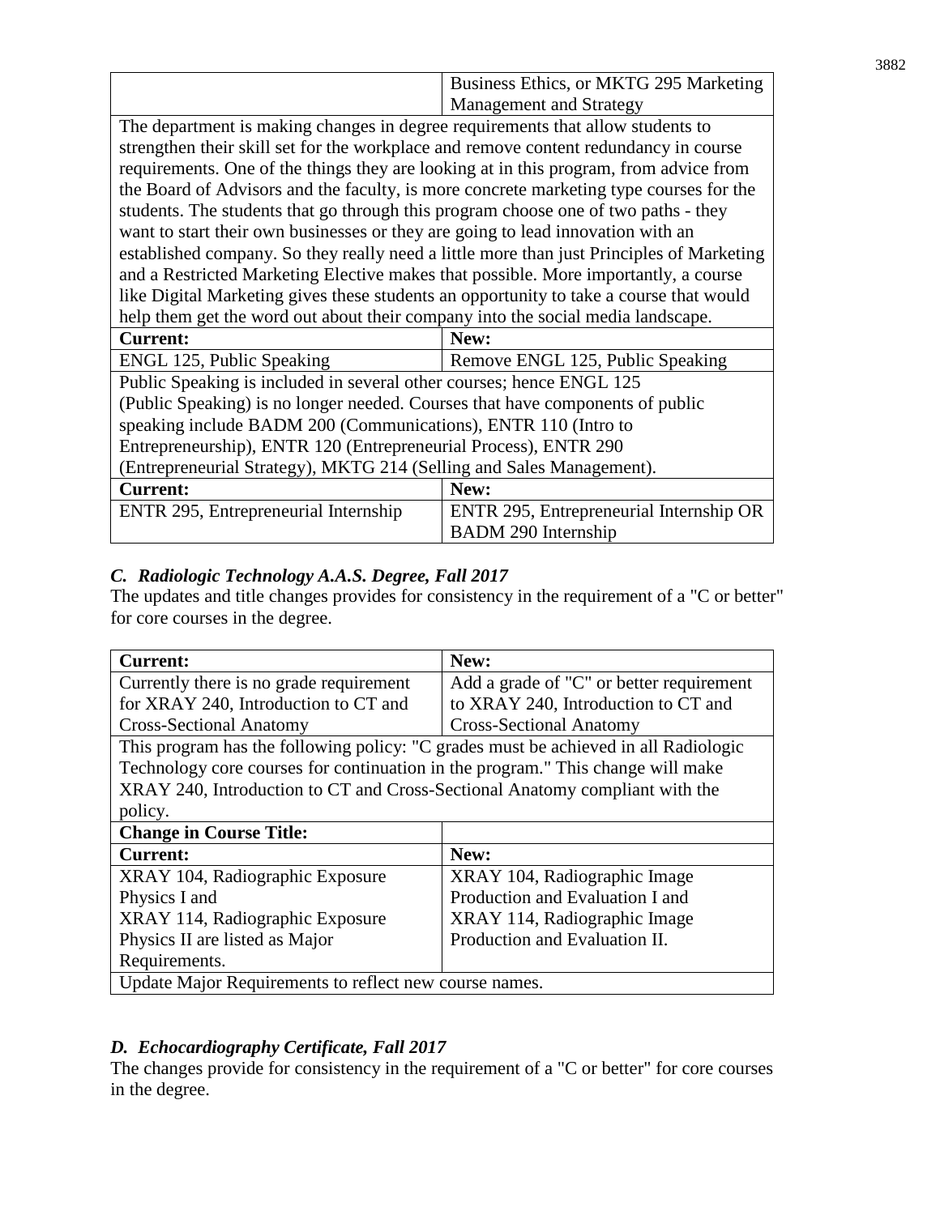| | |
|---|---|
| | Business Ethics, or MKTG 295 Marketing Management and Strategy |
| The department is making changes in degree requirements that allow students to strengthen their skill set for the workplace and remove content redundancy in course requirements. One of the things they are looking at in this program, from advice from the Board of Advisors and the faculty, is more concrete marketing type courses for the students. The students that go through this program choose one of two paths - they want to start their own businesses or they are going to lead innovation with an established company. So they really need a little more than just Principles of Marketing and a Restricted Marketing Elective makes that possible. More importantly, a course like Digital Marketing gives these students an opportunity to take a course that would help them get the word out about their company into the social media landscape. | |
| **Current:** | **New:** |
| ENGL 125, Public Speaking | Remove ENGL 125, Public Speaking |
| Public Speaking is included in several other courses; hence ENGL 125 (Public Speaking) is no longer needed. Courses that have components of public speaking include BADM 200 (Communications), ENTR 110 (Intro to Entrepreneurship), ENTR 120 (Entrepreneurial Process), ENTR 290 (Entrepreneurial Strategy), MKTG 214 (Selling and Sales Management). | |
| **Current:** | **New:** |
| ENTR 295, Entrepreneurial Internship | ENTR 295, Entrepreneurial Internship OR BADM 290 Internship |

### *C. Radiologic Technology A.A.S. Degree, Fall 2017*

The updates and title changes provides for consistency in the requirement of a "C or better" for core courses in the degree.

| **Current:** | **New:** |
|---|---|
| Currently there is no grade requirement for XRAY 240, Introduction to CT and Cross-Sectional Anatomy | Add a grade of "C" or better requirement to XRAY 240, Introduction to CT and Cross-Sectional Anatomy |
| This program has the following policy: "C grades must be achieved in all Radiologic Technology core courses for continuation in the program." This change will make XRAY 240, Introduction to CT and Cross-Sectional Anatomy compliant with the policy. | |
| **Change in Course Title:** | |
| **Current:** | **New:** |
| XRAY 104, Radiographic Exposure Physics I and XRAY 114, Radiographic Exposure Physics II are listed as Major Requirements. | XRAY 104, Radiographic Image Production and Evaluation I and XRAY 114, Radiographic Image Production and Evaluation II. |
| Update Major Requirements to reflect new course names. | |

### *D. Echocardiography Certificate, Fall 2017*

The changes provide for consistency in the requirement of a "C or better" for core courses in the degree.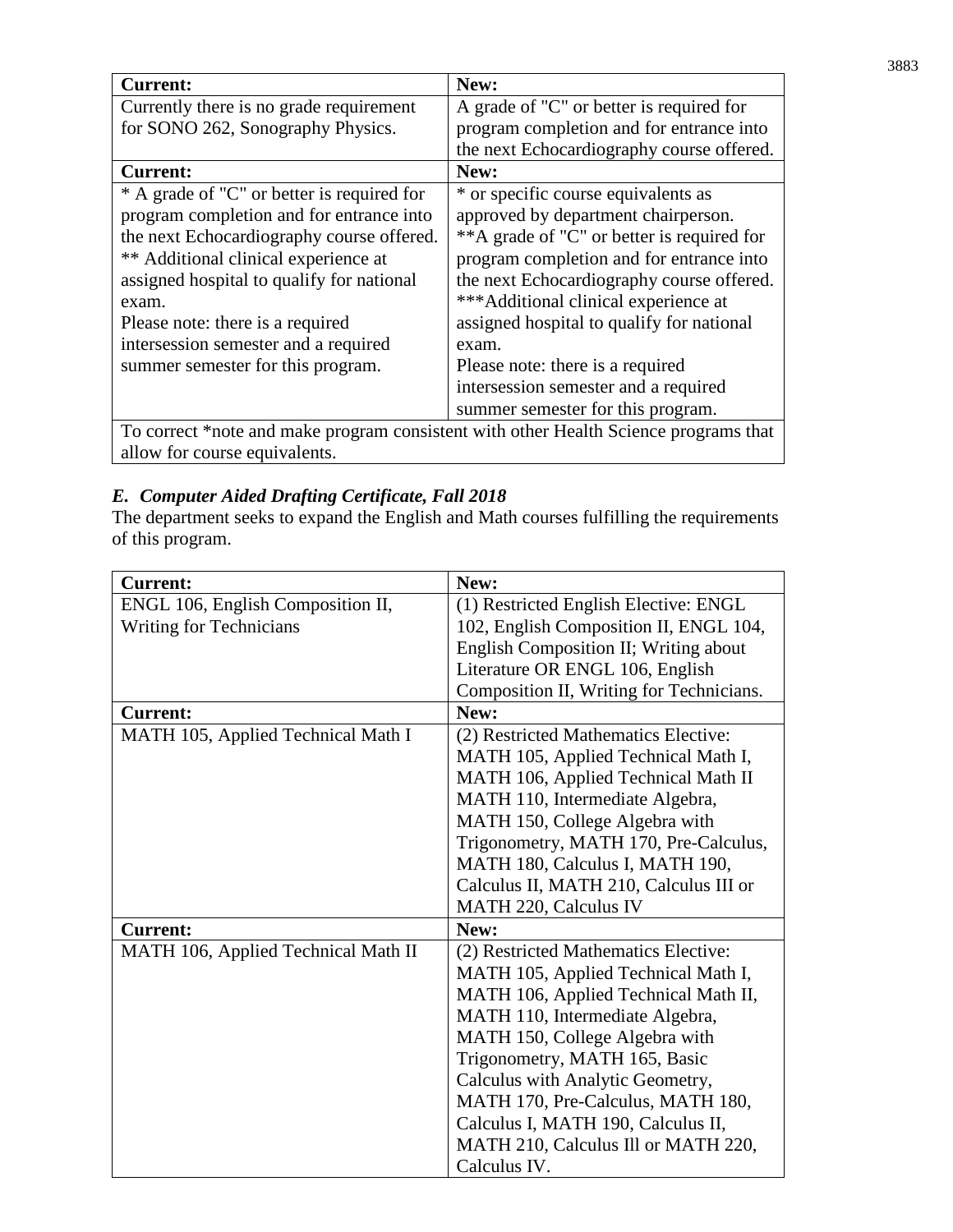| Current: | New: |
| --- | --- |
| Currently there is no grade requirement for SONO 262, Sonography Physics. | A grade of "C" or better is required for program completion and for entrance into the next Echocardiography course offered. |
| **Current:** | **New:** |
| * A grade of "C" or better is required for program completion and for entrance into the next Echocardiography course offered.<br>** Additional clinical experience at assigned hospital to qualify for national exam.<br>Please note: there is a required intersession semester and a required summer semester for this program. | * or specific course equivalents as approved by department chairperson.<br>**A grade of "C" or better is required for program completion and for entrance into the next Echocardiography course offered.<br>***Additional clinical experience at assigned hospital to qualify for national exam.<br>Please note: there is a required intersession semester and a required summer semester for this program. |
| To correct *note and make program consistent with other Health Science programs that allow for course equivalents. | |

### *E. Computer Aided Drafting Certificate, Fall 2018*

The department seeks to expand the English and Math courses fulfilling the requirements of this program.

| Current: | New: |
| --- | --- |
| ENGL 106, English Composition II, Writing for Technicians | (1) Restricted English Elective: ENGL 102, English Composition II, ENGL 104, English Composition II; Writing about Literature OR ENGL 106, English Composition II, Writing for Technicians. |
| **Current:** | **New:** |
| MATH 105, Applied Technical Math I | (2) Restricted Mathematics Elective: MATH 105, Applied Technical Math I, MATH 106, Applied Technical Math II MATH 110, Intermediate Algebra, MATH 150, College Algebra with Trigonometry, MATH 170, Pre-Calculus, MATH 180, Calculus I, MATH 190, Calculus II, MATH 210, Calculus III or MATH 220, Calculus IV |
| **Current:** | **New:** |
| MATH 106, Applied Technical Math II | (2) Restricted Mathematics Elective: MATH 105, Applied Technical Math I, MATH 106, Applied Technical Math II, MATH 110, Intermediate Algebra, MATH 150, College Algebra with Trigonometry, MATH 165, Basic Calculus with Analytic Geometry, MATH 170, Pre-Calculus, MATH 180, Calculus I, MATH 190, Calculus II, MATH 210, Calculus Ill or MATH 220, Calculus IV. |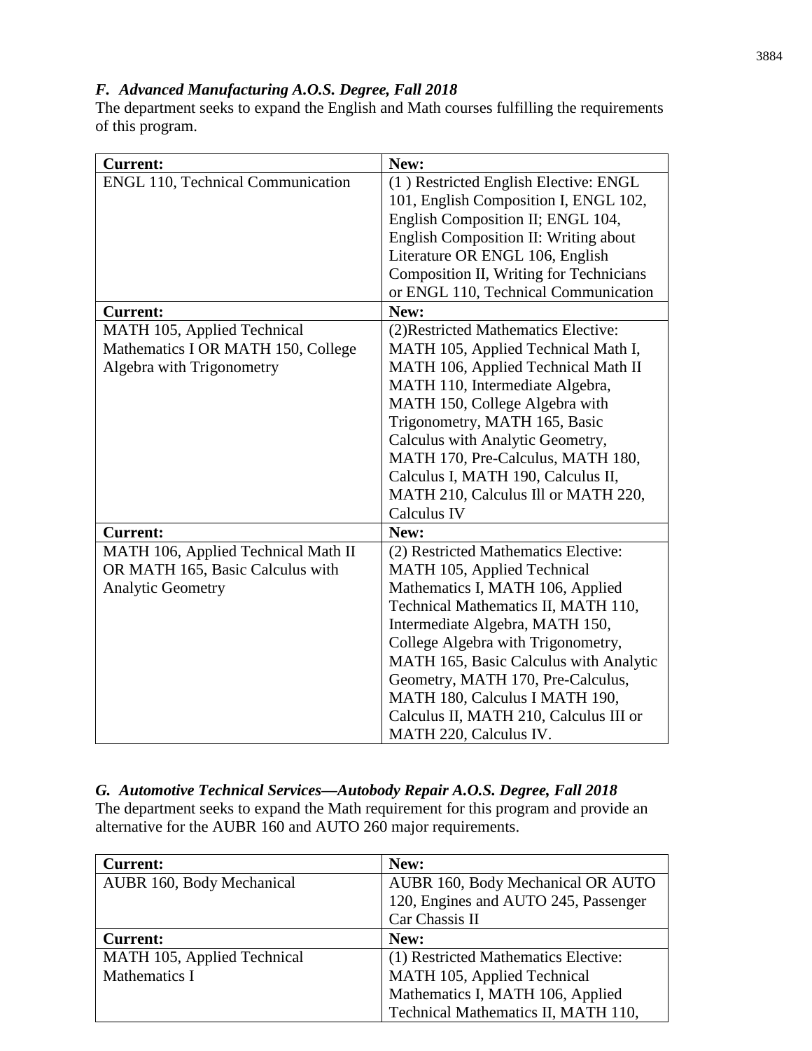### *F. Advanced Manufacturing A.O.S. Degree, Fall 2018*

The department seeks to expand the English and Math courses fulfilling the requirements of this program.

| Current: | New: |
|---|---|
| ENGL 110, Technical Communication | (1 ) Restricted English Elective: ENGL 101, English Composition I, ENGL 102, English Composition II; ENGL 104, English Composition II: Writing about Literature OR ENGL 106, English Composition II, Writing for Technicians or ENGL 110, Technical Communication |
| **Current:** | **New:** |
| MATH 105, Applied Technical Mathematics I OR MATH 150, College Algebra with Trigonometry | (2)Restricted Mathematics Elective: MATH 105, Applied Technical Math I, MATH 106, Applied Technical Math II MATH 110, Intermediate Algebra, MATH 150, College Algebra with Trigonometry, MATH 165, Basic Calculus with Analytic Geometry, MATH 170, Pre-Calculus, MATH 180, Calculus I, MATH 190, Calculus II, MATH 210, Calculus Ill or MATH 220, Calculus IV |
| **Current:** | **New:** |
| MATH 106, Applied Technical Math II OR MATH 165, Basic Calculus with Analytic Geometry | (2) Restricted Mathematics Elective: MATH 105, Applied Technical Mathematics I, MATH 106, Applied Technical Mathematics II, MATH 110, Intermediate Algebra, MATH 150, College Algebra with Trigonometry, MATH 165, Basic Calculus with Analytic Geometry, MATH 170, Pre-Calculus, MATH 180, Calculus I MATH 190, Calculus II, MATH 210, Calculus III or MATH 220, Calculus IV. |

### *G. Automotive Technical Services—Autobody Repair A.O.S. Degree, Fall 2018*

The department seeks to expand the Math requirement for this program and provide an alternative for the AUBR 160 and AUTO 260 major requirements.

| Current: | New: |
|---|---|
| AUBR 160, Body Mechanical | AUBR 160, Body Mechanical OR AUTO 120, Engines and AUTO 245, Passenger Car Chassis II |
| **Current:** | **New:** |
| MATH 105, Applied Technical Mathematics I | (1) Restricted Mathematics Elective: MATH 105, Applied Technical Mathematics I, MATH 106, Applied Technical Mathematics II, MATH 110, |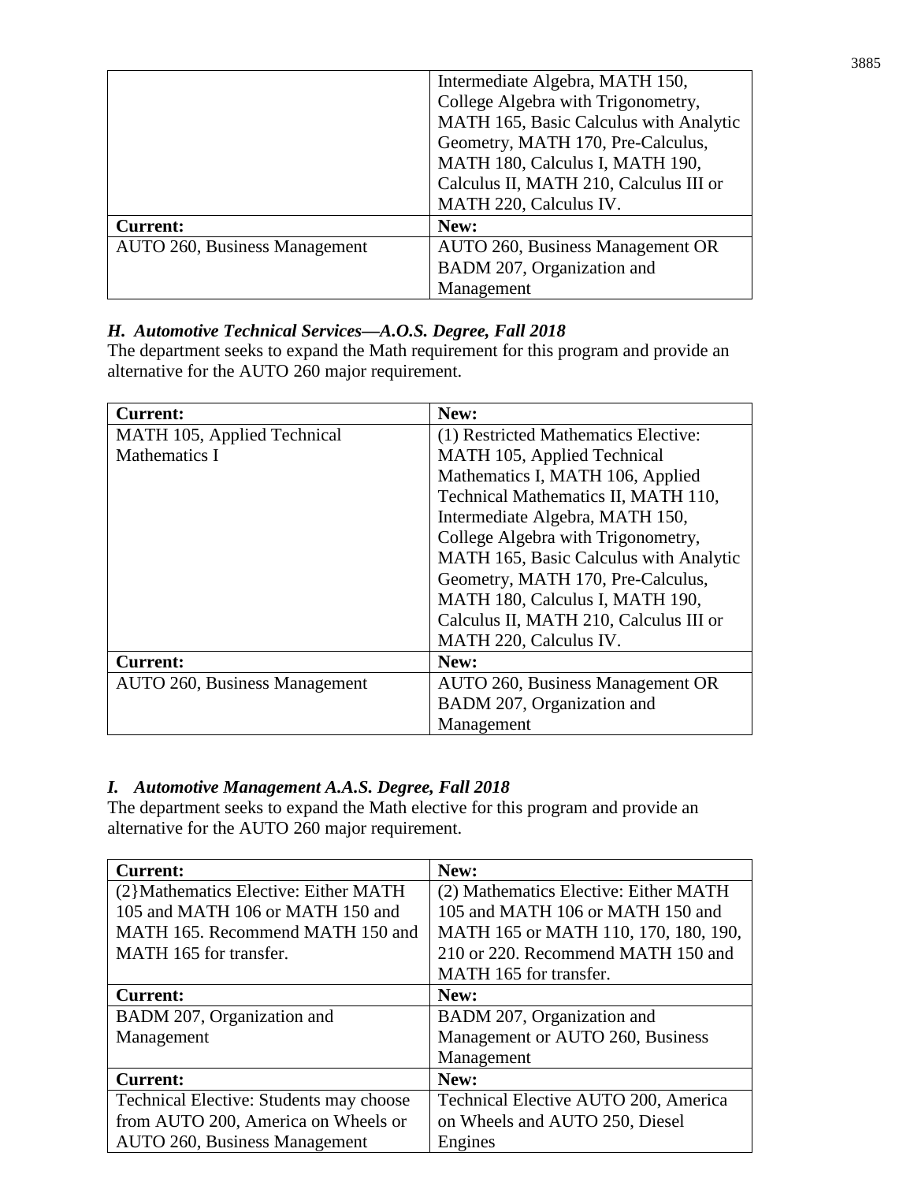| | |
|---|---|
| | Intermediate Algebra, MATH 150, College Algebra with Trigonometry, MATH 165, Basic Calculus with Analytic Geometry, MATH 170, Pre-Calculus, MATH 180, Calculus I, MATH 190, Calculus II, MATH 210, Calculus III or MATH 220, Calculus IV. |
| **Current:** | **New:** |
| AUTO 260, Business Management | AUTO 260, Business Management OR BADM 207, Organization and Management |

***H. Automotive Technical Services—A.O.S. Degree, Fall 2018***

The department seeks to expand the Math requirement for this program and provide an alternative for the AUTO 260 major requirement.

| **Current:** | **New:** |
|---|---|
| MATH 105, Applied Technical Mathematics I | (1) Restricted Mathematics Elective: MATH 105, Applied Technical Mathematics I, MATH 106, Applied Technical Mathematics II, MATH 110, Intermediate Algebra, MATH 150, College Algebra with Trigonometry, MATH 165, Basic Calculus with Analytic Geometry, MATH 170, Pre-Calculus, MATH 180, Calculus I, MATH 190, Calculus II, MATH 210, Calculus III or MATH 220, Calculus IV. |
| **Current:** | **New:** |
| AUTO 260, Business Management | AUTO 260, Business Management OR BADM 207, Organization and Management |

***I. Automotive Management A.A.S. Degree, Fall 2018***

The department seeks to expand the Math elective for this program and provide an alternative for the AUTO 260 major requirement.

| **Current:** | **New:** |
|---|---|
| (2}Mathematics Elective: Either MATH 105 and MATH 106 or MATH 150 and MATH 165. Recommend MATH 150 and MATH 165 for transfer. | (2) Mathematics Elective: Either MATH 105 and MATH 106 or MATH 150 and MATH 165 or MATH 110, 170, 180, 190, 210 or 220. Recommend MATH 150 and MATH 165 for transfer. |
| **Current:** | **New:** |
| BADM 207, Organization and Management | BADM 207, Organization and Management or AUTO 260, Business Management |
| **Current:** | **New:** |
| Technical Elective: Students may choose from AUTO 200, America on Wheels or AUTO 260, Business Management | Technical Elective AUTO 200, America on Wheels and AUTO 250, Diesel Engines |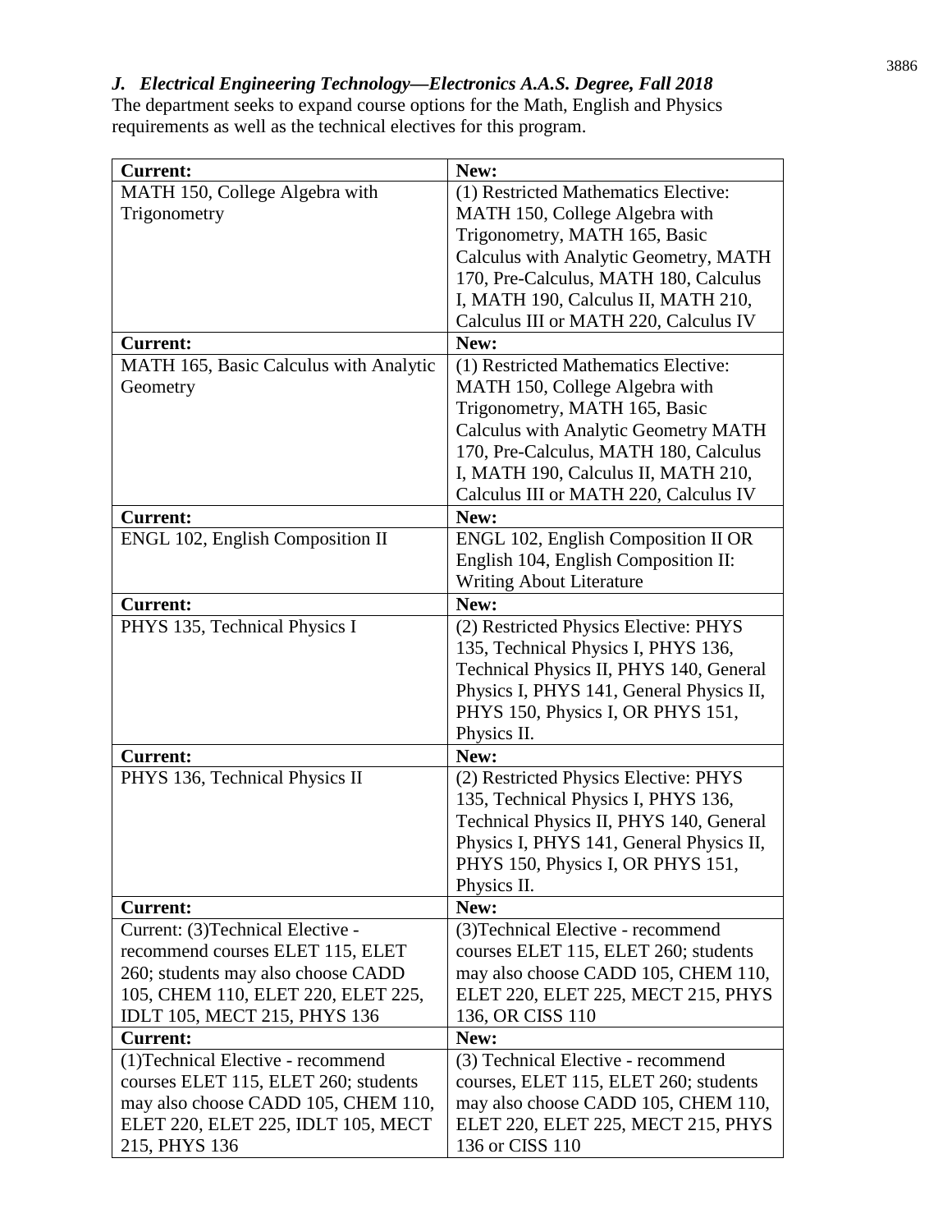### *J. Electrical Engineering Technology—Electronics A.A.S. Degree, Fall 2018*

The department seeks to expand course options for the Math, English and Physics requirements as well as the technical electives for this program.

| **Current:** | **New:** |
|---|---|
| MATH 150, College Algebra with Trigonometry | (1) Restricted Mathematics Elective: MATH 150, College Algebra with Trigonometry, MATH 165, Basic Calculus with Analytic Geometry, MATH 170, Pre-Calculus, MATH 180, Calculus I, MATH 190, Calculus II, MATH 210, Calculus III or MATH 220, Calculus IV |
| **Current:** | **New:** |
| MATH 165, Basic Calculus with Analytic Geometry | (1) Restricted Mathematics Elective: MATH 150, College Algebra with Trigonometry, MATH 165, Basic Calculus with Analytic Geometry MATH 170, Pre-Calculus, MATH 180, Calculus I, MATH 190, Calculus II, MATH 210, Calculus III or MATH 220, Calculus IV |
| **Current:** | **New:** |
| ENGL 102, English Composition II | ENGL 102, English Composition II OR English 104, English Composition II: Writing About Literature |
| **Current:** | **New:** |
| PHYS 135, Technical Physics I | (2) Restricted Physics Elective: PHYS 135, Technical Physics I, PHYS 136, Technical Physics II, PHYS 140, General Physics I, PHYS 141, General Physics II, PHYS 150, Physics I, OR PHYS 151, Physics II. |
| **Current:** | **New:** |
| PHYS 136, Technical Physics II | (2) Restricted Physics Elective: PHYS 135, Technical Physics I, PHYS 136, Technical Physics II, PHYS 140, General Physics I, PHYS 141, General Physics II, PHYS 150, Physics I, OR PHYS 151, Physics II. |
| **Current:** | **New:** |
| Current: (3)Technical Elective - recommend courses ELET 115, ELET 260; students may also choose CADD 105, CHEM 110, ELET 220, ELET 225, IDLT 105, MECT 215, PHYS 136 | (3)Technical Elective - recommend courses ELET 115, ELET 260; students may also choose CADD 105, CHEM 110, ELET 220, ELET 225, MECT 215, PHYS 136, OR CISS 110 |
| **Current:** | **New:** |
| (1)Technical Elective - recommend courses ELET 115, ELET 260; students may also choose CADD 105, CHEM 110, ELET 220, ELET 225, IDLT 105, MECT 215, PHYS 136 | (3) Technical Elective - recommend courses, ELET 115, ELET 260; students may also choose CADD 105, CHEM 110, ELET 220, ELET 225, MECT 215, PHYS 136 or CISS 110 |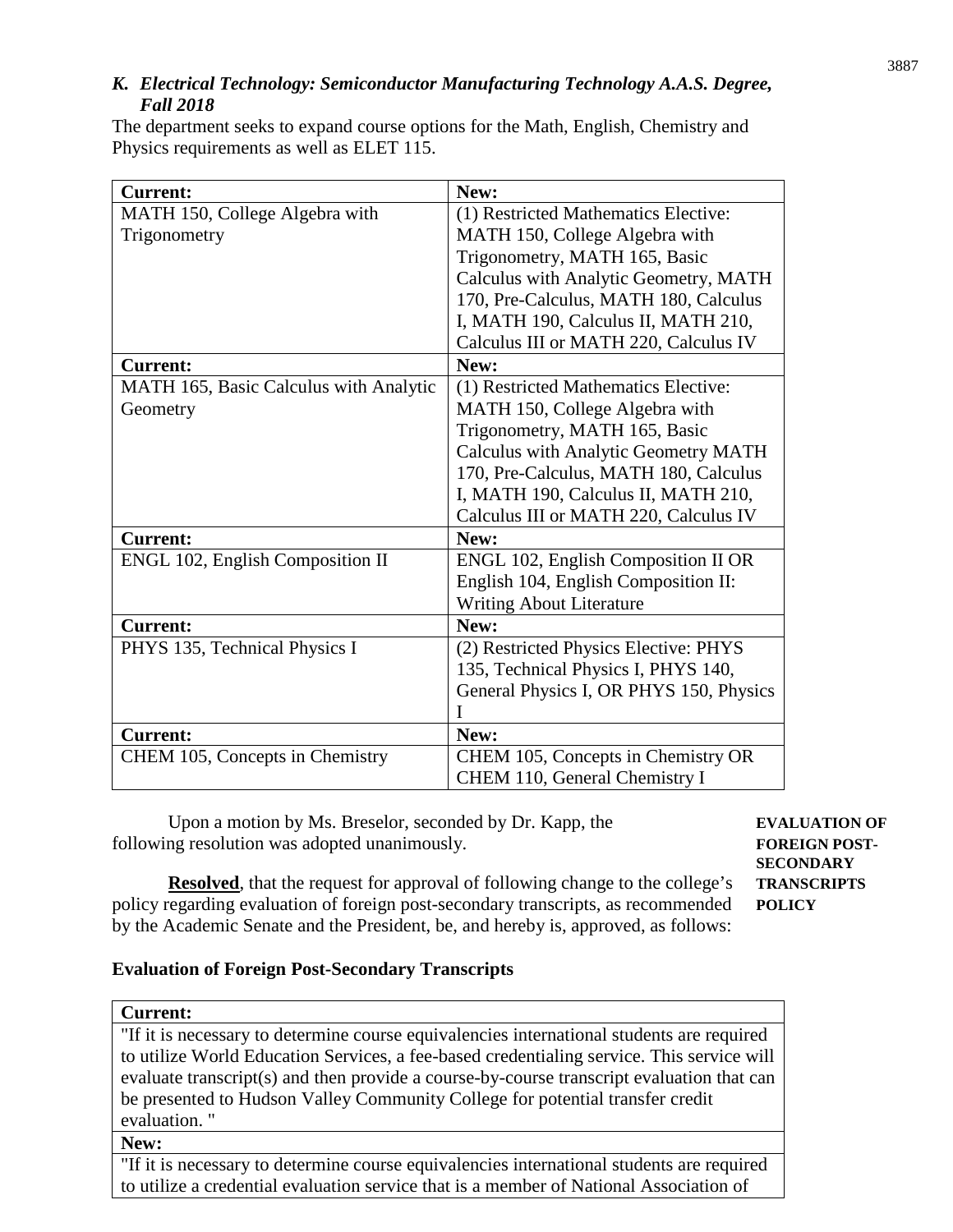### *K. Electrical Technology: Semiconductor Manufacturing Technology A.A.S. Degree, Fall 2018*

The department seeks to expand course options for the Math, English, Chemistry and Physics requirements as well as ELET 115.

| **Current:** | **New:** |
|---|---|
| MATH 150, College Algebra with Trigonometry | (1) Restricted Mathematics Elective: MATH 150, College Algebra with Trigonometry, MATH 165, Basic Calculus with Analytic Geometry, MATH 170, Pre-Calculus, MATH 180, Calculus I, MATH 190, Calculus II, MATH 210, Calculus III or MATH 220, Calculus IV |
| **Current:** | **New:** |
| MATH 165, Basic Calculus with Analytic Geometry | (1) Restricted Mathematics Elective: MATH 150, College Algebra with Trigonometry, MATH 165, Basic Calculus with Analytic Geometry MATH 170, Pre-Calculus, MATH 180, Calculus I, MATH 190, Calculus II, MATH 210, Calculus III or MATH 220, Calculus IV |
| **Current:** | **New:** |
| ENGL 102, English Composition II | ENGL 102, English Composition II OR English 104, English Composition II: Writing About Literature |
| **Current:** | **New:** |
| PHYS 135, Technical Physics I | (2) Restricted Physics Elective: PHYS 135, Technical Physics I, PHYS 140, General Physics I, OR PHYS 150, Physics I |
| **Current:** | **New:** |
| CHEM 105, Concepts in Chemistry | CHEM 105, Concepts in Chemistry OR CHEM 110, General Chemistry I |

**EVALUATION OF FOREIGN POST-SECONDARY TRANSCRIPTS POLICY**

Upon a motion by Ms. Breselor, seconded by Dr. Kapp, the following resolution was adopted unanimously.

**Resolved**, that the request for approval of following change to the college's policy regarding evaluation of foreign post-secondary transcripts, as recommended by the Academic Senate and the President, be, and hereby is, approved, as follows:

**Evaluation of Foreign Post-Secondary Transcripts**

| **Current:** |
|---|
| "If it is necessary to determine course equivalencies international students are required to utilize World Education Services, a fee-based credentialing service. This service will evaluate transcript(s) and then provide a course-by-course transcript evaluation that can be presented to Hudson Valley Community College for potential transfer credit evaluation. " |
| **New:** |
| "If it is necessary to determine course equivalencies international students are required to utilize a credential evaluation service that is a member of National Association of |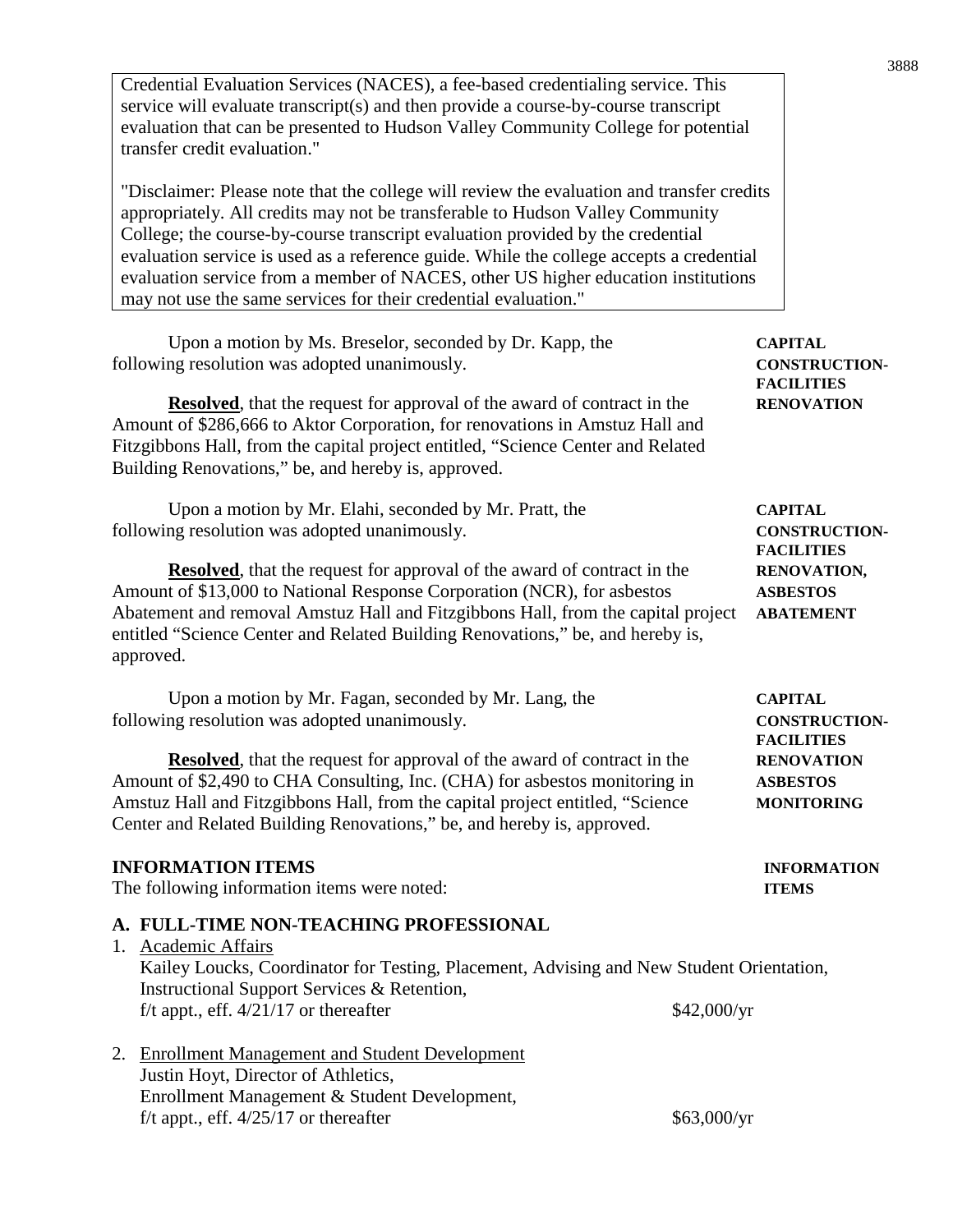Credential Evaluation Services (NACES), a fee-based credentialing service. This service will evaluate transcript(s) and then provide a course-by-course transcript evaluation that can be presented to Hudson Valley Community College for potential transfer credit evaluation."

"Disclaimer: Please note that the college will review the evaluation and transfer credits appropriately. All credits may not be transferable to Hudson Valley Community College; the course-by-course transcript evaluation provided by the credential evaluation service is used as a reference guide. While the college accepts a credential evaluation service from a member of NACES, other US higher education institutions may not use the same services for their credential evaluation."

**CAPITAL CONSTRUCTION-FACILITIES RENOVATION**

Upon a motion by Ms. Breselor, seconded by Dr. Kapp, the following resolution was adopted unanimously.

**Resolved**, that the request for approval of the award of contract in the Amount of $286,666 to Aktor Corporation, for renovations in Amstuz Hall and Fitzgibbons Hall, from the capital project entitled, "Science Center and Related Building Renovations," be, and hereby is, approved.

**CAPITAL CONSTRUCTION-FACILITIES RENOVATION, ASBESTOS ABATEMENT**

Upon a motion by Mr. Elahi, seconded by Mr. Pratt, the following resolution was adopted unanimously.

**Resolved**, that the request for approval of the award of contract in the Amount of $13,000 to National Response Corporation (NCR), for asbestos Abatement and removal Amstuz Hall and Fitzgibbons Hall, from the capital project entitled "Science Center and Related Building Renovations," be, and hereby is, approved.

**CAPITAL CONSTRUCTION-FACILITIES RENOVATION ASBESTOS MONITORING**

Upon a motion by Mr. Fagan, seconded by Mr. Lang, the following resolution was adopted unanimously.

**Resolved**, that the request for approval of the award of contract in the Amount of $2,490 to CHA Consulting, Inc. (CHA) for asbestos monitoring in Amstuz Hall and Fitzgibbons Hall, from the capital project entitled, "Science Center and Related Building Renovations," be, and hereby is, approved.

**INFORMATION ITEMS**

## INFORMATION ITEMS

The following information items were noted:

### A. FULL-TIME NON-TEACHING PROFESSIONAL

1. Academic Affairs
   Kailey Loucks, Coordinator for Testing, Placement, Advising and New Student Orientation, Instructional Support Services & Retention,
   f/t appt., eff. 4/21/17 or thereafter $42,000/yr

2. Enrollment Management and Student Development
   Justin Hoyt, Director of Athletics,
   Enrollment Management & Student Development,
   f/t appt., eff. 4/25/17 or thereafter $63,000/yr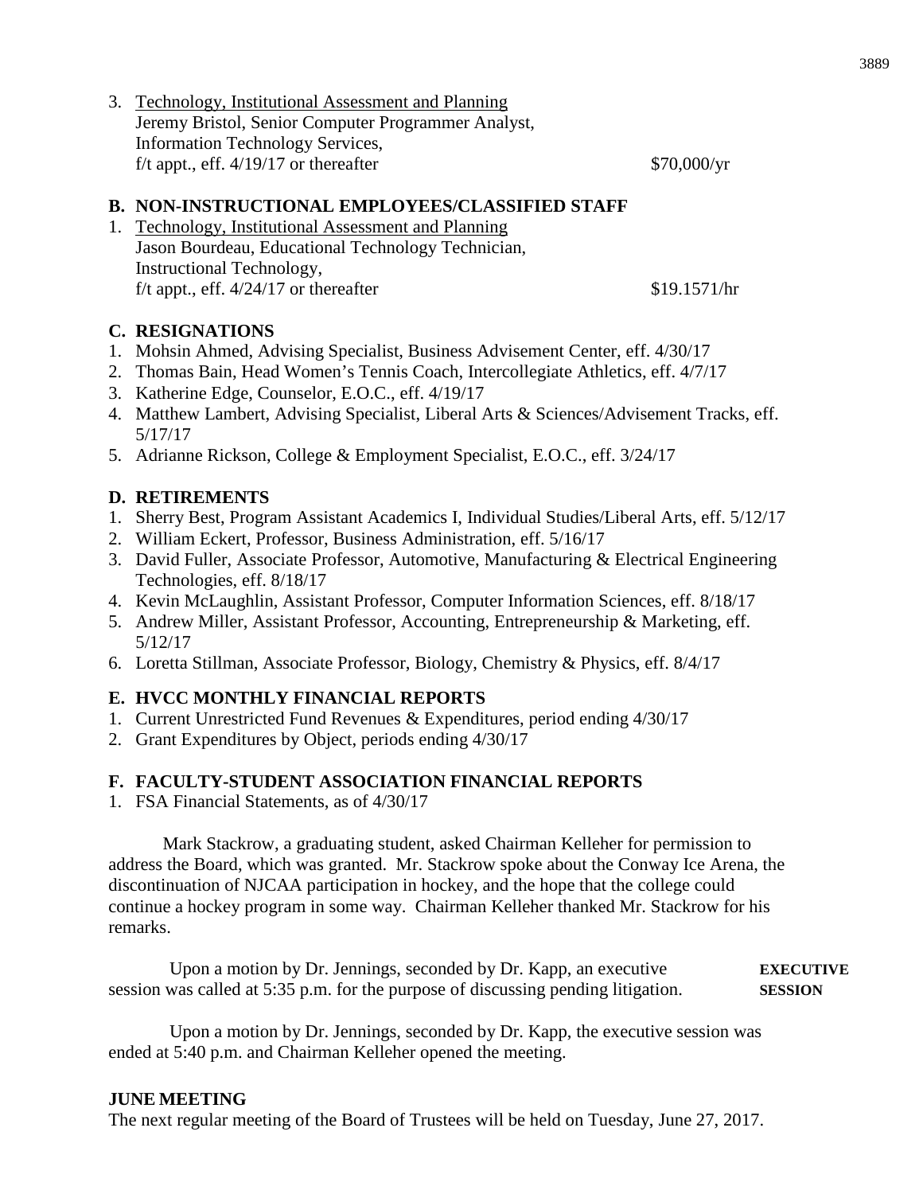3. Technology, Institutional Assessment and Planning
   Jeremy Bristol, Senior Computer Programmer Analyst,
   Information Technology Services,
   f/t appt., eff. 4/19/17 or thereafter $70,000/yr

## B. NON-INSTRUCTIONAL EMPLOYEES/CLASSIFIED STAFF

1. Technology, Institutional Assessment and Planning
   Jason Bourdeau, Educational Technology Technician,
   Instructional Technology,
   f/t appt., eff. 4/24/17 or thereafter $19.1571/hr

## C. RESIGNATIONS

1. Mohsin Ahmed, Advising Specialist, Business Advisement Center, eff. 4/30/17
2. Thomas Bain, Head Women's Tennis Coach, Intercollegiate Athletics, eff. 4/7/17
3. Katherine Edge, Counselor, E.O.C., eff. 4/19/17
4. Matthew Lambert, Advising Specialist, Liberal Arts & Sciences/Advisement Tracks, eff. 5/17/17
5. Adrianne Rickson, College & Employment Specialist, E.O.C., eff. 3/24/17

## D. RETIREMENTS

1. Sherry Best, Program Assistant Academics I, Individual Studies/Liberal Arts, eff. 5/12/17
2. William Eckert, Professor, Business Administration, eff. 5/16/17
3. David Fuller, Associate Professor, Automotive, Manufacturing & Electrical Engineering Technologies, eff. 8/18/17
4. Kevin McLaughlin, Assistant Professor, Computer Information Sciences, eff. 8/18/17
5. Andrew Miller, Assistant Professor, Accounting, Entrepreneurship & Marketing, eff. 5/12/17
6. Loretta Stillman, Associate Professor, Biology, Chemistry & Physics, eff. 8/4/17

## E. HVCC MONTHLY FINANCIAL REPORTS

1. Current Unrestricted Fund Revenues & Expenditures, period ending 4/30/17
2. Grant Expenditures by Object, periods ending 4/30/17

## F. FACULTY-STUDENT ASSOCIATION FINANCIAL REPORTS

1. FSA Financial Statements, as of 4/30/17

Mark Stackrow, a graduating student, asked Chairman Kelleher for permission to address the Board, which was granted. Mr. Stackrow spoke about the Conway Ice Arena, the discontinuation of NJCAA participation in hockey, and the hope that the college could continue a hockey program in some way. Chairman Kelleher thanked Mr. Stackrow for his remarks.

**EXECUTIVE SESSION**

Upon a motion by Dr. Jennings, seconded by Dr. Kapp, an executive session was called at 5:35 p.m. for the purpose of discussing pending litigation.

Upon a motion by Dr. Jennings, seconded by Dr. Kapp, the executive session was ended at 5:40 p.m. and Chairman Kelleher opened the meeting.

**JUNE MEETING**

The next regular meeting of the Board of Trustees will be held on Tuesday, June 27, 2017.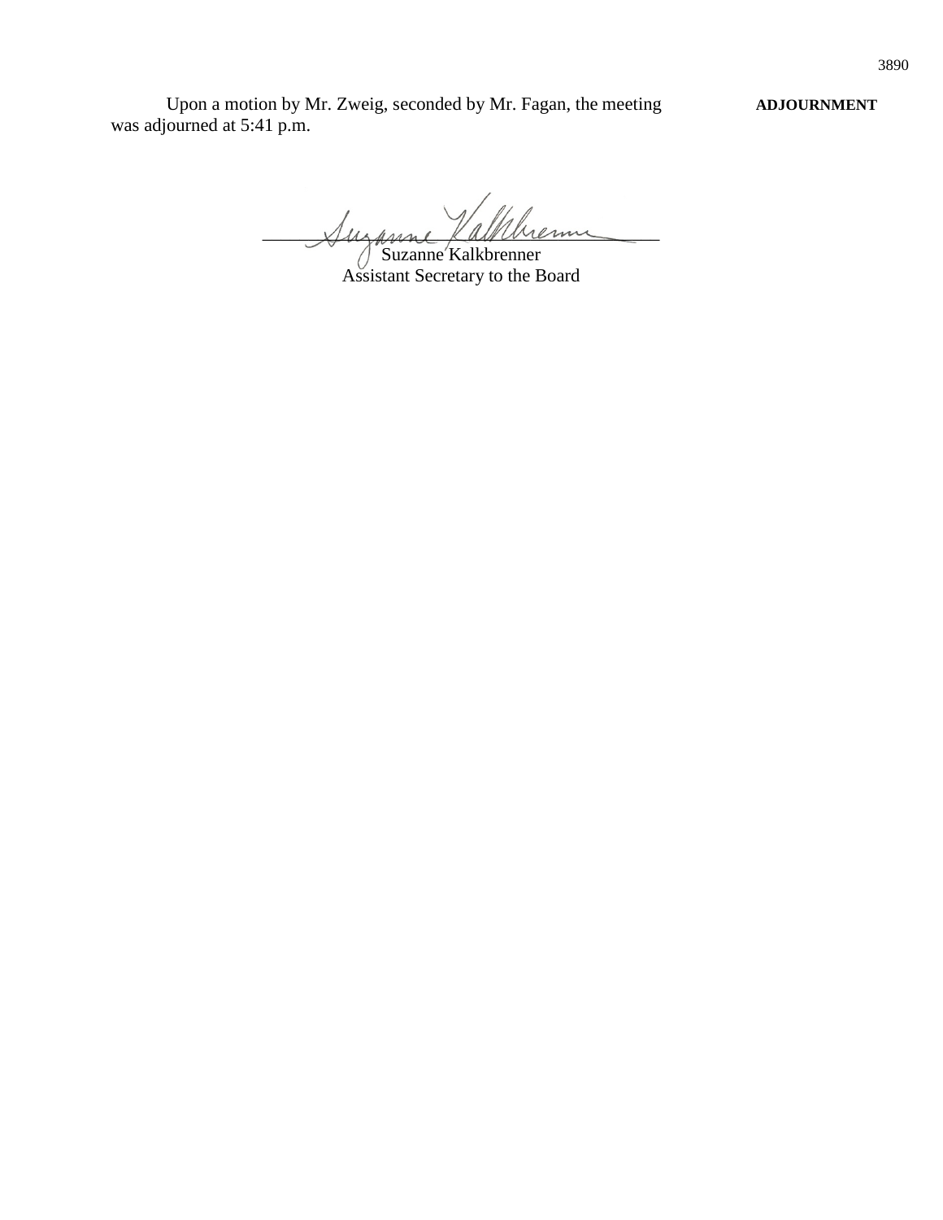**ADJOURNMENT**

Upon a motion by Mr. Zweig, seconded by Mr. Fagan, the meeting was adjourned at 5:41 p.m.

Suzanne Kalkbrenner
Assistant Secretary to the Board